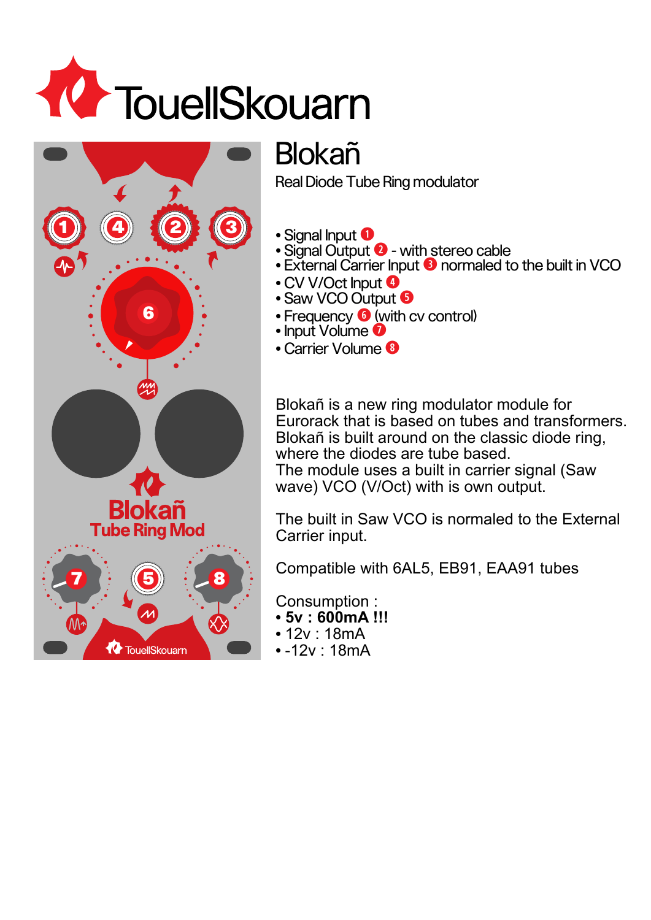# ToüellSkouarn

## Blokañ

Real Diode Tube Ring modulator

- Signal Input 1
- Signal Output 2 - with stereo cable
- External Carrier Input 3 normaled to the built in VCO
- CV V/Oct Input 4
- Saw VCO Output 5
- Frequency 6 (with cv control)
- Input Volume 7
- Carrier Volume 8

Blokañ is a new ring modulator module for Eurorack that is based on tubes and transformers. Blokañ is built around on the classic diode ring, where the diodes are tube based.
The module uses a built in carrier signal (Saw wave) VCO (V/Oct) with is own output.

The built in Saw VCO is normaled to the External Carrier input.

Compatible with 6AL5, EB91, EAA91 tubes

Consumption :

- **5v : 600mA !!!**
- 12v : 18mA
- -12v : 18mA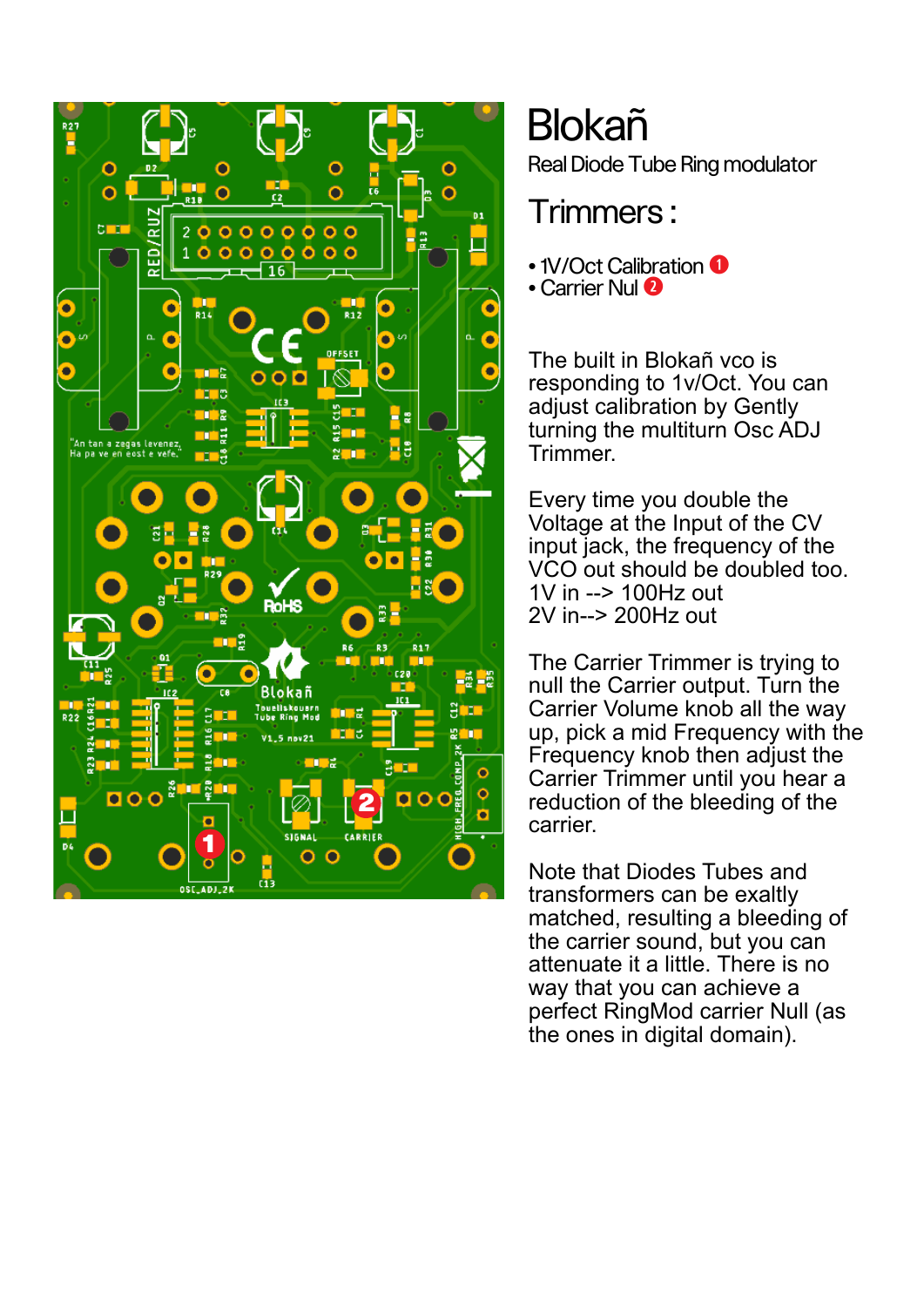# Blokañ

Real Diode Tube Ring modulator

## Trimmers :

- 1V/Oct Calibration 1
- Carrier Nul 2

The built in Blokañ vco is responding to 1v/Oct. You can adjust calibration by Gently turning the multiturn Osc ADJ Trimmer.

Every time you double the Voltage at the Input of the CV input jack, the frequency of the VCO out should be doubled too.
1V in --> 100Hz out
2V in--> 200Hz out

The Carrier Trimmer is trying to null the Carrier output. Turn the Carrier Volume knob all the way up, pick a mid Frequency with the Frequency knob then adjust the Carrier Trimmer until you hear a reduction of the bleeding of the carrier.

Note that Diodes Tubes and transformers can be exaltly matched, resulting a bleeding of the carrier sound, but you can attenuate it a little. There is no way that you can achieve a perfect RingMod carrier Null (as the ones in digital domain).